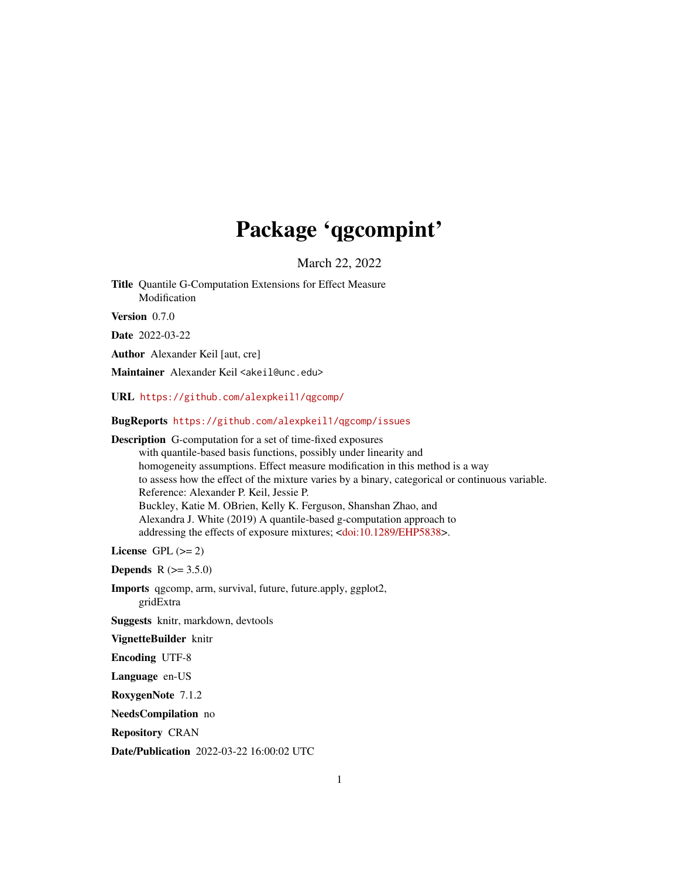# Package 'qgcompint'

March 22, 2022

**Title** Quantile G-Computation Extensions for Effect Measure Modification

**Version** 0.7.0

**Date** 2022-03-22

**Author** Alexander Keil [aut, cre]

**Maintainer** Alexander Keil <akeil@unc.edu>

**URL** https://github.com/alexpkeil1/qgcomp/

**BugReports** https://github.com/alexpkeil1/qgcomp/issues

**Description** G-computation for a set of time-fixed exposures with quantile-based basis functions, possibly under linearity and homogeneity assumptions. Effect measure modification in this method is a way to assess how the effect of the mixture varies by a binary, categorical or continuous variable. Reference: Alexander P. Keil, Jessie P. Buckley, Katie M. OBrien, Kelly K. Ferguson, Shanshan Zhao, and Alexandra J. White (2019) A quantile-based g-computation approach to addressing the effects of exposure mixtures; <doi:10.1289/EHP5838>.

**License** GPL (>= 2)

**Depends** R (>= 3.5.0)

**Imports** qgcomp, arm, survival, future, future.apply, ggplot2, gridExtra

**Suggests** knitr, markdown, devtools

**VignetteBuilder** knitr

**Encoding** UTF-8

**Language** en-US

**RoxygenNote** 7.1.2

**NeedsCompilation** no

**Repository** CRAN

**Date/Publication** 2022-03-22 16:00:02 UTC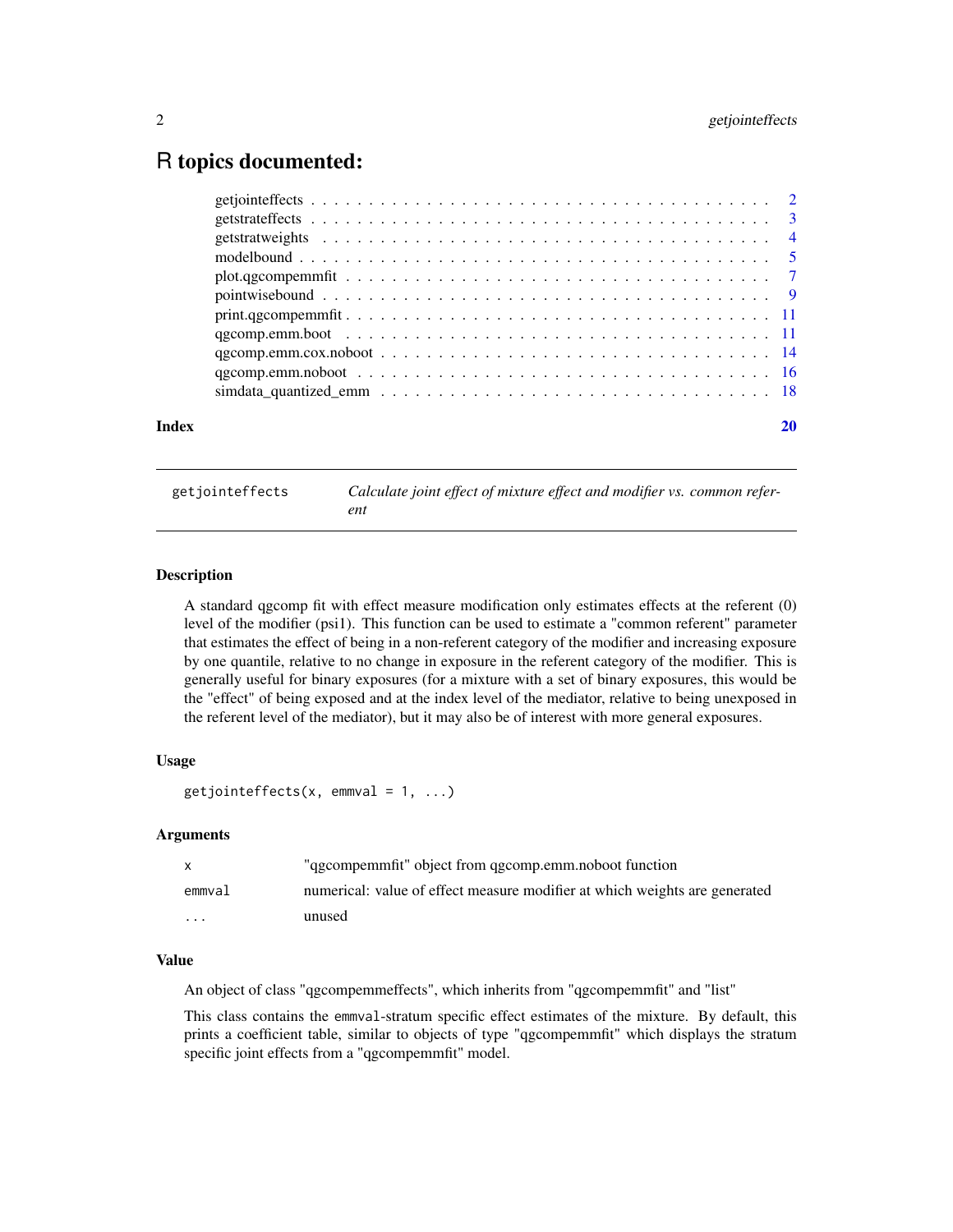# R topics documented:

| | |
|---|---|
| getjointeffects | 2 |
| getstrateffects | 3 |
| getstratweights | 4 |
| modelbound | 5 |
| plot.qgcompemmfit | 7 |
| pointwisebound | 9 |
| print.qgcompemmfit | 11 |
| qgcomp.emm.boot | 11 |
| qgcomp.emm.cox.noboot | 14 |
| qgcomp.emm.noboot | 16 |
| simdata_quantized_emm | 18 |
| **Index** | **20** |

---

## getjointeffects — *Calculate joint effect of mixture effect and modifier vs. common referent*

---

### Description

A standard qgcomp fit with effect measure modification only estimates effects at the referent (0) level of the modifier (psi1). This function can be used to estimate a "common referent" parameter that estimates the effect of being in a non-referent category of the modifier and increasing exposure by one quantile, relative to no change in exposure in the referent category of the modifier. This is generally useful for binary exposures (for a mixture with a set of binary exposures, this would be the "effect" of being exposed and at the index level of the mediator, relative to being unexposed in the referent level of the mediator), but it may also be of interest with more general exposures.

### Usage

```
getjointeffects(x, emmval = 1, ...)
```

### Arguments

| | |
|---|---|
| `x` | "qgcompemmfit" object from qgcomp.emm.noboot function |
| `emmval` | numerical: value of effect measure modifier at which weights are generated |
| `...` | unused |

### Value

An object of class "qgcompemmeffects", which inherits from "qgcompemmfit" and "list"

This class contains the `emmval`-stratum specific effect estimates of the mixture. By default, this prints a coefficient table, similar to objects of type "qgcompemmfit" which displays the stratum specific joint effects from a "qgcompemmfit" model.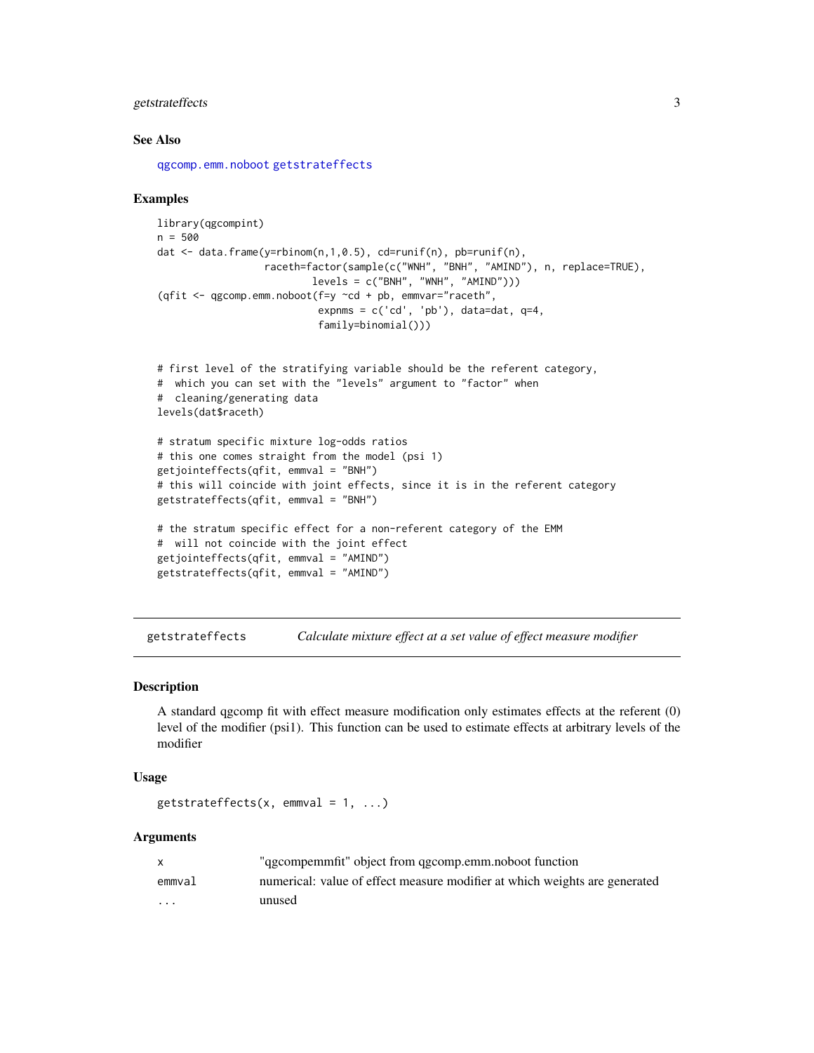## See Also

qgcomp.emm.noboot getstrateffects

## Examples

```
library(qgcompint)
n = 500
dat <- data.frame(y=rbinom(n,1,0.5), cd=runif(n), pb=runif(n),
                 raceth=factor(sample(c("WNH", "BNH", "AMIND"), n, replace=TRUE),
                         levels = c("BNH", "WNH", "AMIND")))
(qfit <- qgcomp.emm.noboot(f=y ~cd + pb, emmvar="raceth",
                          expnms = c('cd', 'pb'), data=dat, q=4,
                          family=binomial()))


# first level of the stratifying variable should be the referent category,
#  which you can set with the "levels" argument to "factor" when
#  cleaning/generating data
levels(dat$raceth)

# stratum specific mixture log-odds ratios
# this one comes straight from the model (psi 1)
getjointeffects(qfit, emmval = "BNH")
# this will coincide with joint effects, since it is in the referent category
getstrateffects(qfit, emmval = "BNH")

# the stratum specific effect for a non-referent category of the EMM
#  will not coincide with the joint effect
getjointeffects(qfit, emmval = "AMIND")
getstrateffects(qfit, emmval = "AMIND")
```

---

# getstrateffects *Calculate mixture effect at a set value of effect measure modifier*

## Description

A standard qgcomp fit with effect measure modification only estimates effects at the referent (0) level of the modifier (psi1). This function can be used to estimate effects at arbitrary levels of the modifier

## Usage

```
getstrateffects(x, emmval = 1, ...)
```

## Arguments

| | |
|---|---|
| x | "qgcompemmfit" object from qgcomp.emm.noboot function |
| emmval | numerical: value of effect measure modifier at which weights are generated |
| ... | unused |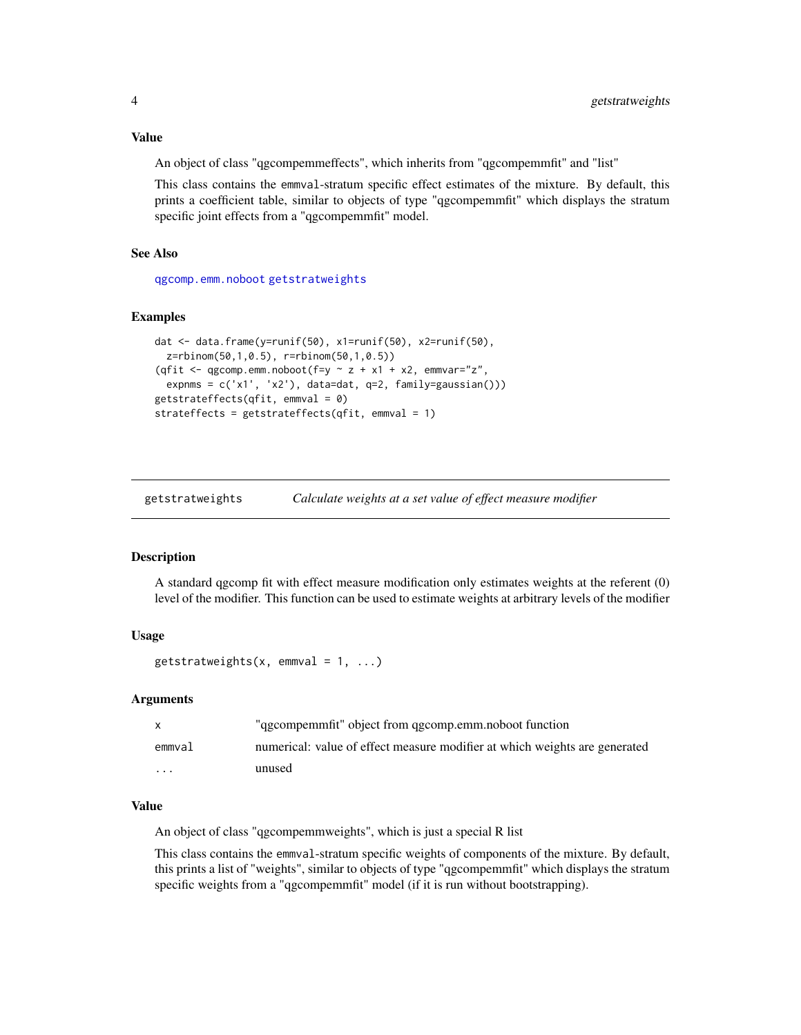### Value

An object of class "qgcompemmeffects", which inherits from "qgcompemmfit" and "list"

This class contains the `emmval`-stratum specific effect estimates of the mixture. By default, this prints a coefficient table, similar to objects of type "qgcompemmfit" which displays the stratum specific joint effects from a "qgcompemmfit" model.

### See Also

qgcomp.emm.noboot getstratweights

### Examples

```
dat <- data.frame(y=runif(50), x1=runif(50), x2=runif(50),
  z=rbinom(50,1,0.5), r=rbinom(50,1,0.5))
(qfit <- qgcomp.emm.noboot(f=y ~ z + x1 + x2, emmvar="z",
  expnms = c('x1', 'x2'), data=dat, q=2, family=gaussian()))
getstrateffects(qfit, emmval = 0)
strateffects = getstrateffects(qfit, emmval = 1)
```

---

## getstratweights — *Calculate weights at a set value of effect measure modifier*

### Description

A standard qgcomp fit with effect measure modification only estimates weights at the referent (0) level of the modifier. This function can be used to estimate weights at arbitrary levels of the modifier

### Usage

```
getstratweights(x, emmval = 1, ...)
```

### Arguments

| | |
|---|---|
| x | "qgcompemmfit" object from qgcomp.emm.noboot function |
| emmval | numerical: value of effect measure modifier at which weights are generated |
| ... | unused |

### Value

An object of class "qgcompemmweights", which is just a special R list

This class contains the `emmval`-stratum specific weights of components of the mixture. By default, this prints a list of "weights", similar to objects of type "qgcompemmfit" which displays the stratum specific weights from a "qgcompemmfit" model (if it is run without bootstrapping).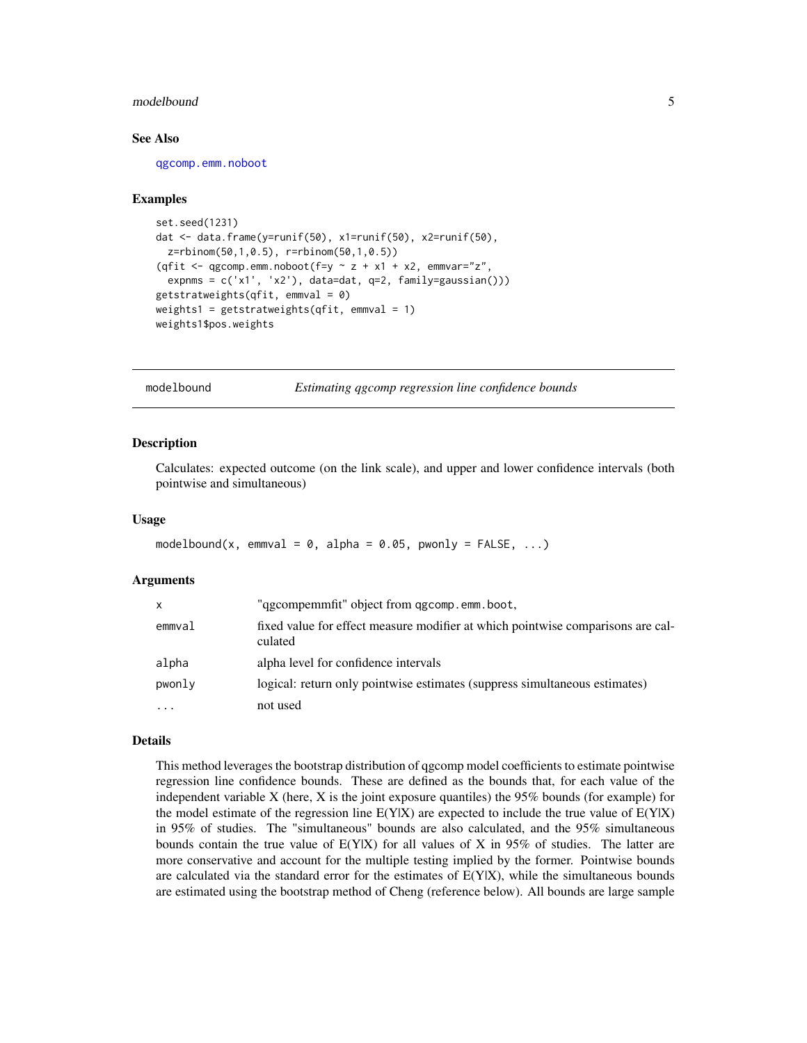### See Also

qgcomp.emm.noboot

### Examples

```
set.seed(1231)
dat <- data.frame(y=runif(50), x1=runif(50), x2=runif(50),
  z=rbinom(50,1,0.5), r=rbinom(50,1,0.5))
(qfit <- qgcomp.emm.noboot(f=y ~ z + x1 + x2, emmvar="z",
  expnms = c('x1', 'x2'), data=dat, q=2, family=gaussian()))
getstratweights(qfit, emmval = 0)
weights1 = getstratweights(qfit, emmval = 1)
weights1$pos.weights
```

---

## modelbound — *Estimating qgcomp regression line confidence bounds*

### Description

Calculates: expected outcome (on the link scale), and upper and lower confidence intervals (both pointwise and simultaneous)

### Usage

```
modelbound(x, emmval = 0, alpha = 0.05, pwonly = FALSE, ...)
```

### Arguments

| | |
|---|---|
| x | "qgcompemmfit" object from qgcomp.emm.boot, |
| emmval | fixed value for effect measure modifier at which pointwise comparisons are calculated |
| alpha | alpha level for confidence intervals |
| pwonly | logical: return only pointwise estimates (suppress simultaneous estimates) |
| ... | not used |

### Details

This method leverages the bootstrap distribution of qgcomp model coefficients to estimate pointwise regression line confidence bounds. These are defined as the bounds that, for each value of the independent variable X (here, X is the joint exposure quantiles) the 95% bounds (for example) for the model estimate of the regression line E(Y|X) are expected to include the true value of E(Y|X) in 95% of studies. The "simultaneous" bounds are also calculated, and the 95% simultaneous bounds contain the true value of E(Y|X) for all values of X in 95% of studies. The latter are more conservative and account for the multiple testing implied by the former. Pointwise bounds are calculated via the standard error for the estimates of E(Y|X), while the simultaneous bounds are estimated using the bootstrap method of Cheng (reference below). All bounds are large sample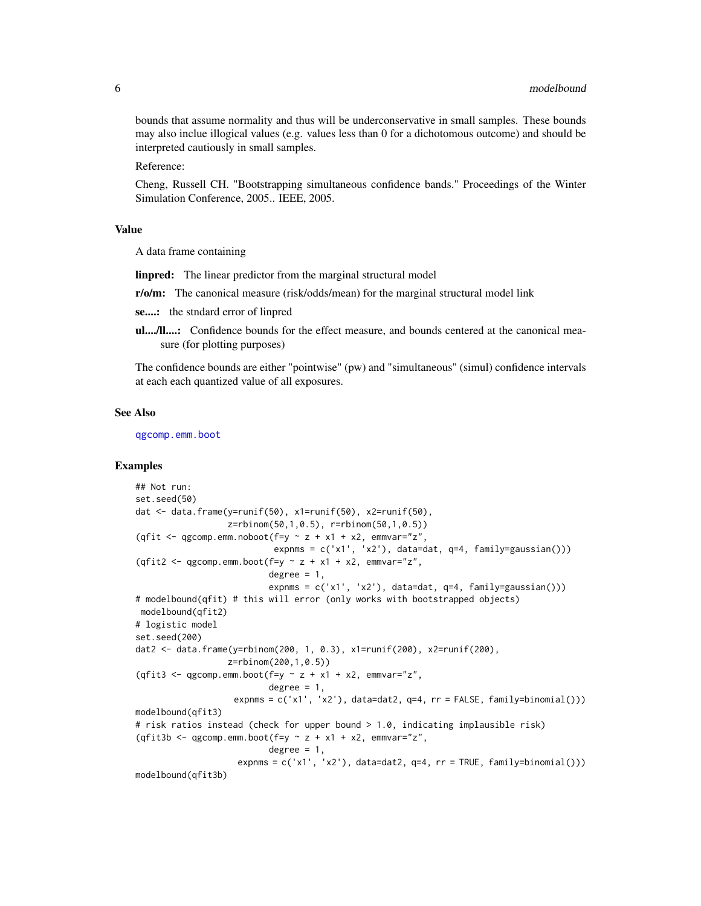bounds that assume normality and thus will be underconservative in small samples. These bounds may also inclue illogical values (e.g. values less than 0 for a dichotomous outcome) and should be interpreted cautiously in small samples.

Reference:

Cheng, Russell CH. "Bootstrapping simultaneous confidence bands." Proceedings of the Winter Simulation Conference, 2005.. IEEE, 2005.

## Value

A data frame containing

**linpred:** The linear predictor from the marginal structural model

**r/o/m:** The canonical measure (risk/odds/mean) for the marginal structural model link

**se....:** the stndard error of linpred

**ul..../ll....:** Confidence bounds for the effect measure, and bounds centered at the canonical measure (for plotting purposes)

The confidence bounds are either "pointwise" (pw) and "simultaneous" (simul) confidence intervals at each each quantized value of all exposures.

## See Also

qgcomp.emm.boot

## Examples

```
## Not run:
set.seed(50)
dat <- data.frame(y=runif(50), x1=runif(50), x2=runif(50),
                  z=rbinom(50,1,0.5), r=rbinom(50,1,0.5))
(qfit <- qgcomp.emm.noboot(f=y ~ z + x1 + x2, emmvar="z",
                            expnms = c('x1', 'x2'), data=dat, q=4, family=gaussian()))
(qfit2 <- qgcomp.emm.boot(f=y ~ z + x1 + x2, emmvar="z",
                          degree = 1,
                          expnms = c('x1', 'x2'), data=dat, q=4, family=gaussian()))
# modelbound(qfit) # this will error (only works with bootstrapped objects)
 modelbound(qfit2)
# logistic model
set.seed(200)
dat2 <- data.frame(y=rbinom(200, 1, 0.3), x1=runif(200), x2=runif(200),
                  z=rbinom(200,1,0.5))
(qfit3 <- qgcomp.emm.boot(f=y ~ z + x1 + x2, emmvar="z",
                          degree = 1,
                   expnms = c('x1', 'x2'), data=dat2, q=4, rr = FALSE, family=binomial()))
modelbound(qfit3)
# risk ratios instead (check for upper bound > 1.0, indicating implausible risk)
(qfit3b <- qgcomp.emm.boot(f=y ~ z + x1 + x2, emmvar="z",
                          degree = 1,
                    expnms = c('x1', 'x2'), data=dat2, q=4, rr = TRUE, family=binomial()))
modelbound(qfit3b)
```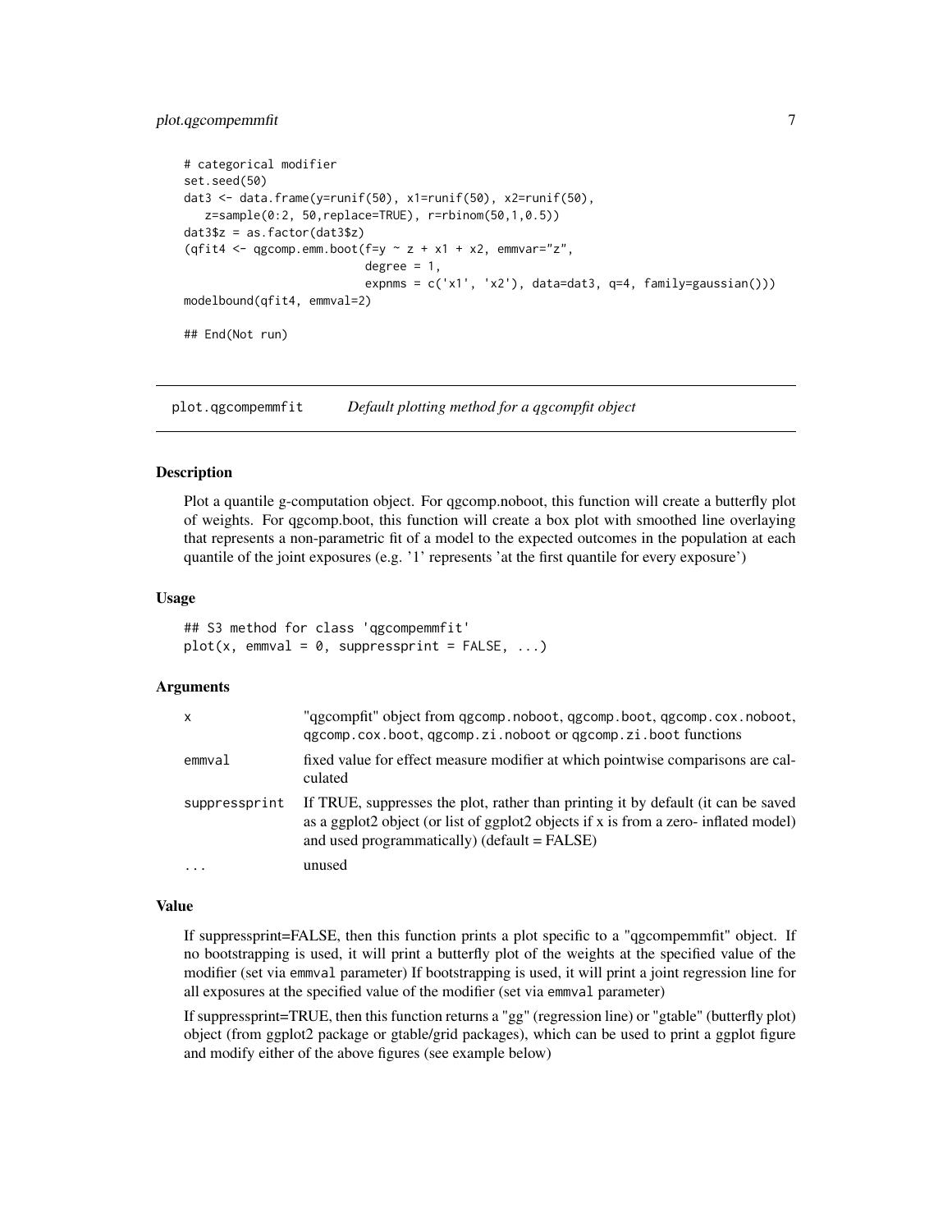```
# categorical modifier
set.seed(50)
dat3 <- data.frame(y=runif(50), x1=runif(50), x2=runif(50),
   z=sample(0:2, 50,replace=TRUE), r=rbinom(50,1,0.5))
dat3$z = as.factor(dat3$z)
(qfit4 <- qgcomp.emm.boot(f=y ~ z + x1 + x2, emmvar="z",
                          degree = 1,
                          expnms = c('x1', 'x2'), data=dat3, q=4, family=gaussian()))
modelbound(qfit4, emmval=2)

## End(Not run)
```

## plot.qgcompemmfit — *Default plotting method for a qgcompfit object*

### Description

Plot a quantile g-computation object. For qgcomp.noboot, this function will create a butterfly plot of weights. For qgcomp.boot, this function will create a box plot with smoothed line overlaying that represents a non-parametric fit of a model to the expected outcomes in the population at each quantile of the joint exposures (e.g. '1' represents 'at the first quantile for every exposure')

### Usage

```
## S3 method for class 'qgcompemmfit'
plot(x, emmval = 0, suppressprint = FALSE, ...)
```

### Arguments

| | |
|---|---|
| x | "qgcompfit" object from `qgcomp.noboot`, `qgcomp.boot`, `qgcomp.cox.noboot`, `qgcomp.cox.boot`, `qgcomp.zi.noboot` or `qgcomp.zi.boot` functions |
| emmval | fixed value for effect measure modifier at which pointwise comparisons are calculated |
| suppressprint | If TRUE, suppresses the plot, rather than printing it by default (it can be saved as a ggplot2 object (or list of ggplot2 objects if x is from a zero- inflated model) and used programmatically) (default = FALSE) |
| ... | unused |

### Value

If suppressprint=FALSE, then this function prints a plot specific to a "qgcompemmfit" object. If no bootstrapping is used, it will print a butterfly plot of the weights at the specified value of the modifier (set via `emmval` parameter) If bootstrapping is used, it will print a joint regression line for all exposures at the specified value of the modifier (set via `emmval` parameter)

If suppressprint=TRUE, then this function returns a "gg" (regression line) or "gtable" (butterfly plot) object (from ggplot2 package or gtable/grid packages), which can be used to print a ggplot figure and modify either of the above figures (see example below)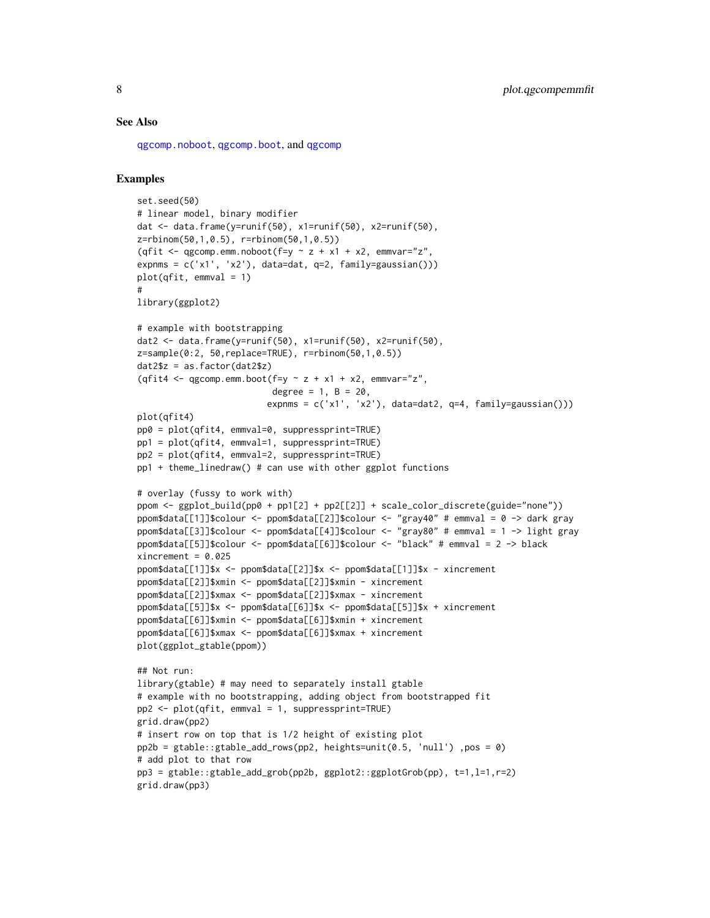## See Also

qgcomp.noboot, qgcomp.boot, and qgcomp

## Examples

```
set.seed(50)
# linear model, binary modifier
dat <- data.frame(y=runif(50), x1=runif(50), x2=runif(50),
z=rbinom(50,1,0.5), r=rbinom(50,1,0.5))
(qfit <- qgcomp.emm.noboot(f=y ~ z + x1 + x2, emmvar="z",
expnms = c('x1', 'x2'), data=dat, q=2, family=gaussian()))
plot(qfit, emmval = 1)
#
library(ggplot2)

# example with bootstrapping
dat2 <- data.frame(y=runif(50), x1=runif(50), x2=runif(50),
z=sample(0:2, 50,replace=TRUE), r=rbinom(50,1,0.5))
dat2$z = as.factor(dat2$z)
(qfit4 <- qgcomp.emm.boot(f=y ~ z + x1 + x2, emmvar="z",
                          degree = 1, B = 20,
                         expnms = c('x1', 'x2'), data=dat2, q=4, family=gaussian()))
plot(qfit4)
pp0 = plot(qfit4, emmval=0, suppressprint=TRUE)
pp1 = plot(qfit4, emmval=1, suppressprint=TRUE)
pp2 = plot(qfit4, emmval=2, suppressprint=TRUE)
pp1 + theme_linedraw() # can use with other ggplot functions

# overlay (fussy to work with)
ppom <- ggplot_build(pp0 + pp1[2] + pp2[[2]] + scale_color_discrete(guide="none"))
ppom$data[[1]]$colour <- ppom$data[[2]]$colour <- "gray40" # emmval = 0 -> dark gray
ppom$data[[3]]$colour <- ppom$data[[4]]$colour <- "gray80" # emmval = 1 -> light gray
ppom$data[[5]]$colour <- ppom$data[[6]]$colour <- "black" # emmval = 2 -> black
xincrement = 0.025
ppom$data[[1]]$x <- ppom$data[[2]]$x <- ppom$data[[1]]$x - xincrement
ppom$data[[2]]$xmin <- ppom$data[[2]]$xmin - xincrement
ppom$data[[2]]$xmax <- ppom$data[[2]]$xmax - xincrement
ppom$data[[5]]$x <- ppom$data[[6]]$x <- ppom$data[[5]]$x + xincrement
ppom$data[[6]]$xmin <- ppom$data[[6]]$xmin + xincrement
ppom$data[[6]]$xmax <- ppom$data[[6]]$xmax + xincrement
plot(ggplot_gtable(ppom))

## Not run:
library(gtable) # may need to separately install gtable
# example with no bootstrapping, adding object from bootstrapped fit
pp2 <- plot(qfit, emmval = 1, suppressprint=TRUE)
grid.draw(pp2)
# insert row on top that is 1/2 height of existing plot
pp2b = gtable::gtable_add_rows(pp2, heights=unit(0.5, 'null') ,pos = 0)
# add plot to that row
pp3 = gtable::gtable_add_grob(pp2b, ggplot2::ggplotGrob(pp), t=1,l=1,r=2)
grid.draw(pp3)
```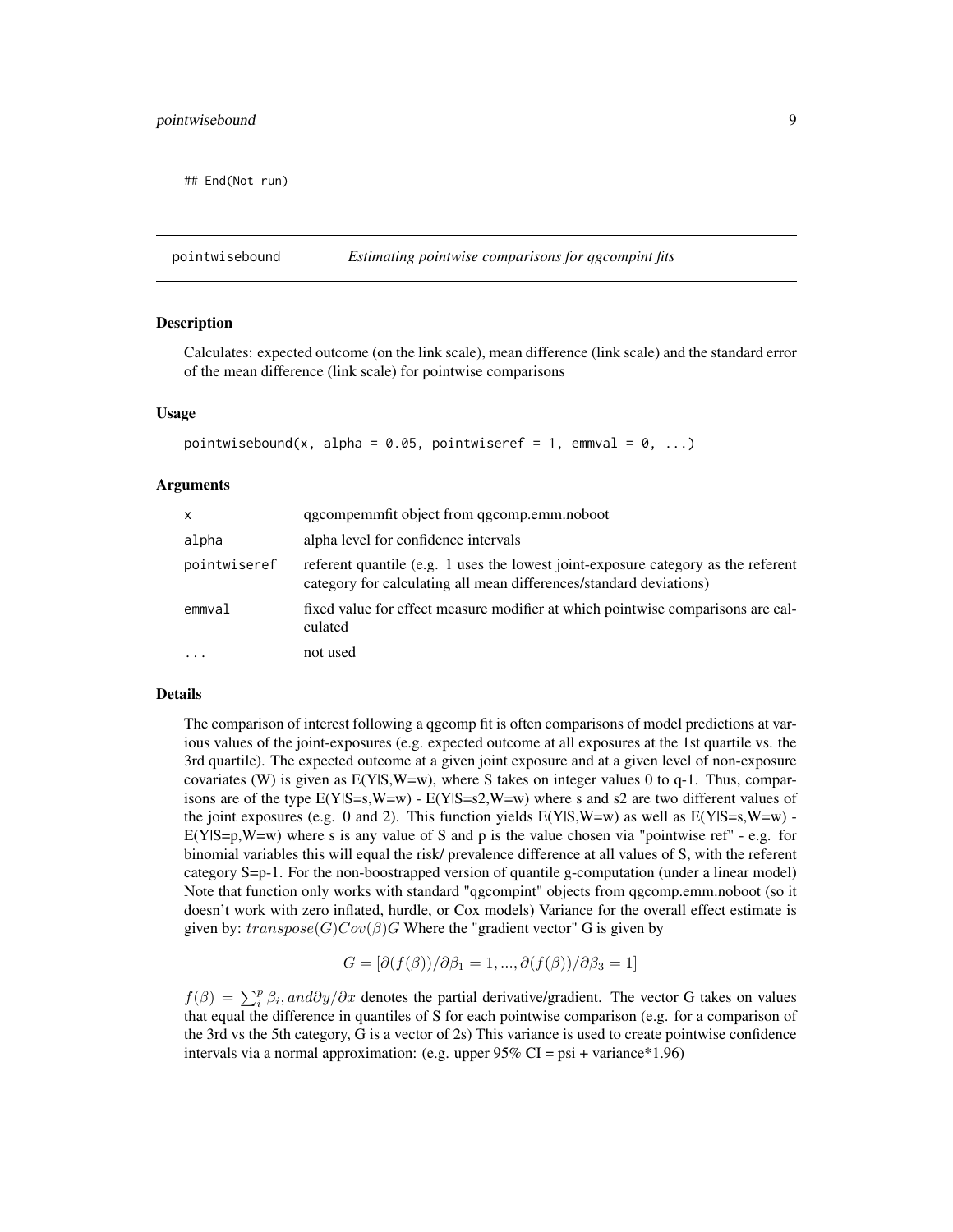```
## End(Not run)
```

---

## pointwisebound — *Estimating pointwise comparisons for qgcompint fits*

---

### Description

Calculates: expected outcome (on the link scale), mean difference (link scale) and the standard error of the mean difference (link scale) for pointwise comparisons

### Usage

```
pointwisebound(x, alpha = 0.05, pointwiseref = 1, emmval = 0, ...)
```

### Arguments

| | |
|---|---|
| x | qgcompemmfit object from qgcomp.emm.noboot |
| alpha | alpha level for confidence intervals |
| pointwiseref | referent quantile (e.g. 1 uses the lowest joint-exposure category as the referent category for calculating all mean differences/standard deviations) |
| emmval | fixed value for effect measure modifier at which pointwise comparisons are calculated |
| ... | not used |

### Details

The comparison of interest following a qgcomp fit is often comparisons of model predictions at various values of the joint-exposures (e.g. expected outcome at all exposures at the 1st quartile vs. the 3rd quartile). The expected outcome at a given joint exposure and at a given level of non-exposure covariates (W) is given as E(Y|S,W=w), where S takes on integer values 0 to q-1. Thus, comparisons are of the type E(Y|S=s,W=w) - E(Y|S=s2,W=w) where s and s2 are two different values of the joint exposures (e.g. 0 and 2). This function yields E(Y|S,W=w) as well as E(Y|S=s,W=w) - E(Y|S=p,W=w) where s is any value of S and p is the value chosen via "pointwise ref" - e.g. for binomial variables this will equal the risk/ prevalence difference at all values of S, with the referent category S=p-1. For the non-boostrapped version of quantile g-computation (under a linear model) Note that function only works with standard "qgcompint" objects from qgcomp.emm.noboot (so it doesn't work with zero inflated, hurdle, or Cox models) Variance for the overall effect estimate is given by: $transpose(G)Cov(\beta)G$ Where the "gradient vector" G is given by

$$G = [\partial(f(\beta))/\partial\beta_1 = 1, ..., \partial(f(\beta))/\partial\beta_3 = 1]$$

$f(\beta) = \sum_i^p \beta_i, and \partial y/\partial x$ denotes the partial derivative/gradient. The vector G takes on values that equal the difference in quantiles of S for each pointwise comparison (e.g. for a comparison of the 3rd vs the 5th category, G is a vector of 2s) This variance is used to create pointwise confidence intervals via a normal approximation: (e.g. upper 95% CI = psi + variance*1.96)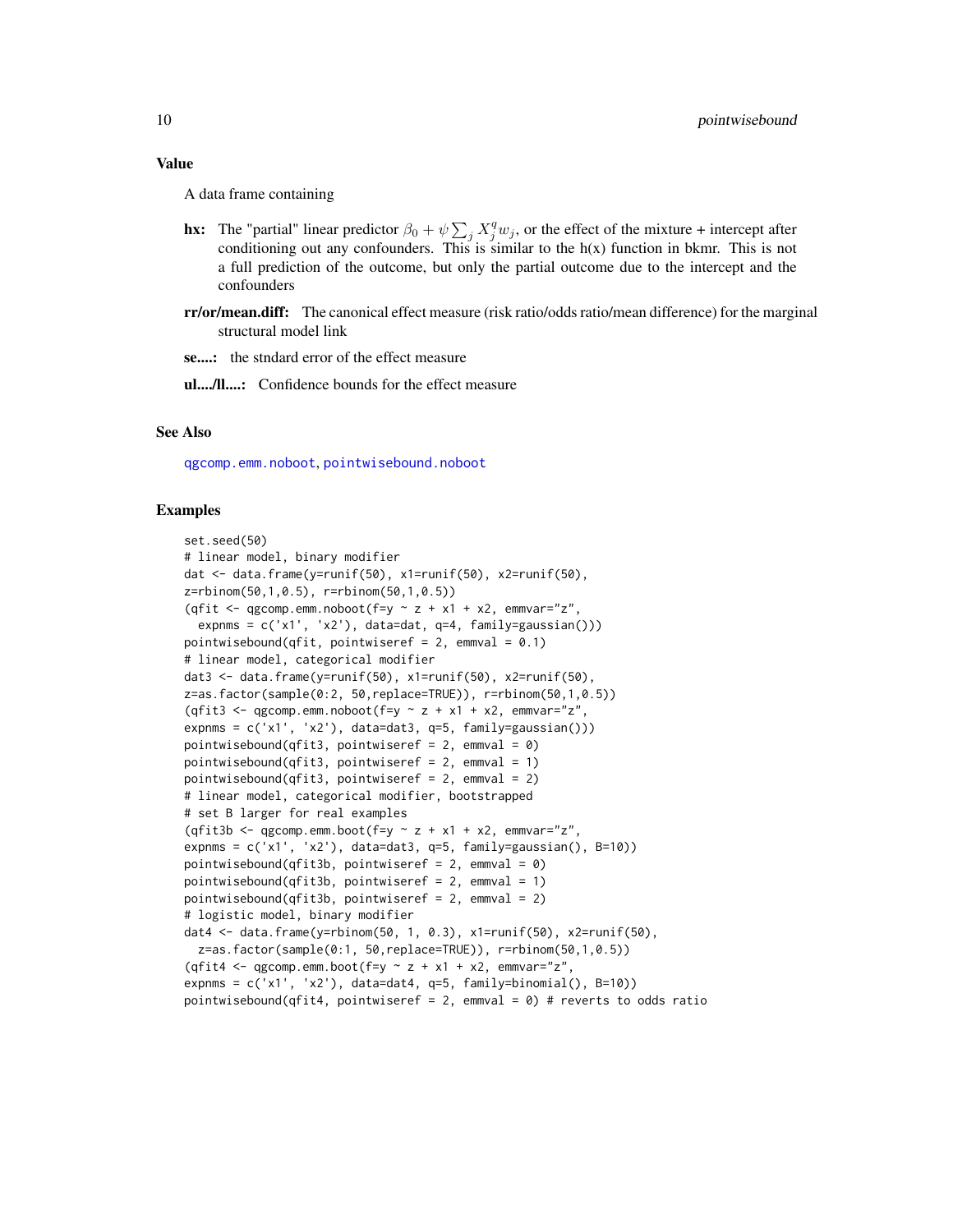### Value

A data frame containing

**hx:** The "partial" linear predictor $\beta_0 + \psi \sum_j X_j^q w_j$, or the effect of the mixture + intercept after conditioning out any confounders. This is similar to the h(x) function in bkmr. This is not a full prediction of the outcome, but only the partial outcome due to the intercept and the confounders

**rr/or/mean.diff:** The canonical effect measure (risk ratio/odds ratio/mean difference) for the marginal structural model link

**se....:** the stndard error of the effect measure

**ul..../ll....:** Confidence bounds for the effect measure

### See Also

qgcomp.emm.noboot, pointwisebound.noboot

### Examples

```
set.seed(50)
# linear model, binary modifier
dat <- data.frame(y=runif(50), x1=runif(50), x2=runif(50),
z=rbinom(50,1,0.5), r=rbinom(50,1,0.5))
(qfit <- qgcomp.emm.noboot(f=y ~ z + x1 + x2, emmvar="z",
  expnms = c('x1', 'x2'), data=dat, q=4, family=gaussian()))
pointwisebound(qfit, pointwiseref = 2, emmval = 0.1)
# linear model, categorical modifier
dat3 <- data.frame(y=runif(50), x1=runif(50), x2=runif(50),
z=as.factor(sample(0:2, 50,replace=TRUE)), r=rbinom(50,1,0.5))
(qfit3 <- qgcomp.emm.noboot(f=y ~ z + x1 + x2, emmvar="z",
expnms = c('x1', 'x2'), data=dat3, q=5, family=gaussian()))
pointwisebound(qfit3, pointwiseref = 2, emmval = 0)
pointwisebound(qfit3, pointwiseref = 2, emmval = 1)
pointwisebound(qfit3, pointwiseref = 2, emmval = 2)
# linear model, categorical modifier, bootstrapped
# set B larger for real examples
(qfit3b <- qgcomp.emm.boot(f=y ~ z + x1 + x2, emmvar="z",
expnms = c('x1', 'x2'), data=dat3, q=5, family=gaussian(), B=10))
pointwisebound(qfit3b, pointwiseref = 2, emmval = 0)
pointwisebound(qfit3b, pointwiseref = 2, emmval = 1)
pointwisebound(qfit3b, pointwiseref = 2, emmval = 2)
# logistic model, binary modifier
dat4 <- data.frame(y=rbinom(50, 1, 0.3), x1=runif(50), x2=runif(50),
  z=as.factor(sample(0:1, 50,replace=TRUE)), r=rbinom(50,1,0.5))
(qfit4 <- qgcomp.emm.boot(f=y ~ z + x1 + x2, emmvar="z",
expnms = c('x1', 'x2'), data=dat4, q=5, family=binomial(), B=10))
pointwisebound(qfit4, pointwiseref = 2, emmval = 0) # reverts to odds ratio
```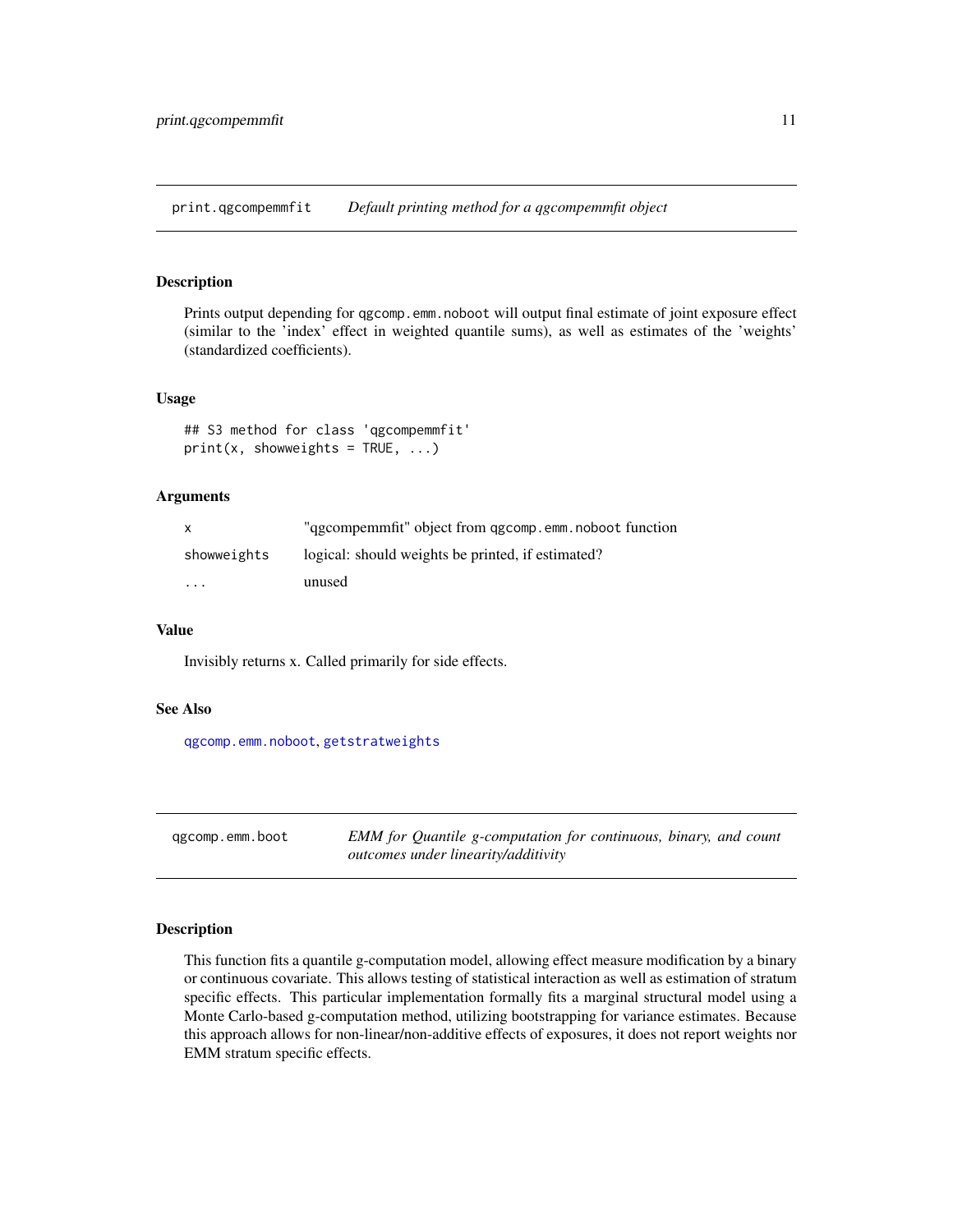## print.qgcompemmfit *Default printing method for a qgcompemmfit object*

### Description

Prints output depending for `qgcomp.emm.noboot` will output final estimate of joint exposure effect (similar to the 'index' effect in weighted quantile sums), as well as estimates of the 'weights' (standardized coefficients).

### Usage

```
## S3 method for class 'qgcompemmfit'
print(x, showweights = TRUE, ...)
```

### Arguments

| | |
|---|---|
| x | "qgcompemmfit" object from `qgcomp.emm.noboot` function |
| showweights | logical: should weights be printed, if estimated? |
| ... | unused |

### Value

Invisibly returns x. Called primarily for side effects.

### See Also

`qgcomp.emm.noboot`, `getstratweights`

## qgcomp.emm.boot *EMM for Quantile g-computation for continuous, binary, and count outcomes under linearity/additivity*

### Description

This function fits a quantile g-computation model, allowing effect measure modification by a binary or continuous covariate. This allows testing of statistical interaction as well as estimation of stratum specific effects. This particular implementation formally fits a marginal structural model using a Monte Carlo-based g-computation method, utilizing bootstrapping for variance estimates. Because this approach allows for non-linear/non-additive effects of exposures, it does not report weights nor EMM stratum specific effects.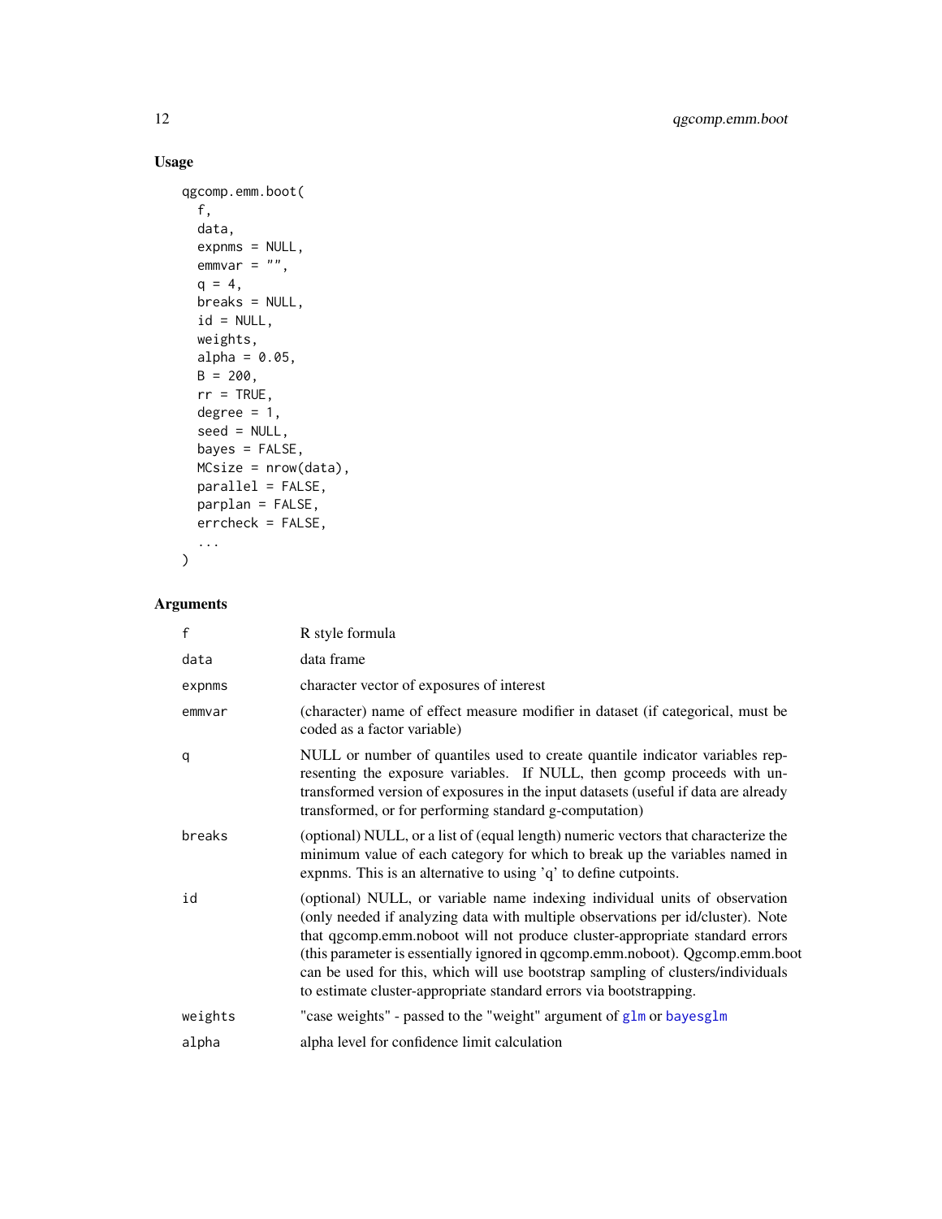## Usage

```
qgcomp.emm.boot(
  f,
  data,
  expnms = NULL,
  emmvar = "",
  q = 4,
  breaks = NULL,
  id = NULL,
  weights,
  alpha = 0.05,
  B = 200,
  rr = TRUE,
  degree = 1,
  seed = NULL,
  bayes = FALSE,
  MCsize = nrow(data),
  parallel = FALSE,
  parplan = FALSE,
  errcheck = FALSE,
  ...
)
```

## Arguments

| | |
|---|---|
| f | R style formula |
| data | data frame |
| expnms | character vector of exposures of interest |
| emmvar | (character) name of effect measure modifier in dataset (if categorical, must be coded as a factor variable) |
| q | NULL or number of quantiles used to create quantile indicator variables representing the exposure variables. If NULL, then gcomp proceeds with untransformed version of exposures in the input datasets (useful if data are already transformed, or for performing standard g-computation) |
| breaks | (optional) NULL, or a list of (equal length) numeric vectors that characterize the minimum value of each category for which to break up the variables named in expnms. This is an alternative to using 'q' to define cutpoints. |
| id | (optional) NULL, or variable name indexing individual units of observation (only needed if analyzing data with multiple observations per id/cluster). Note that qgcomp.emm.noboot will not produce cluster-appropriate standard errors (this parameter is essentially ignored in qgcomp.emm.noboot). Qgcomp.emm.boot can be used for this, which will use bootstrap sampling of clusters/individuals to estimate cluster-appropriate standard errors via bootstrapping. |
| weights | "case weights" - passed to the "weight" argument of glm or bayesglm |
| alpha | alpha level for confidence limit calculation |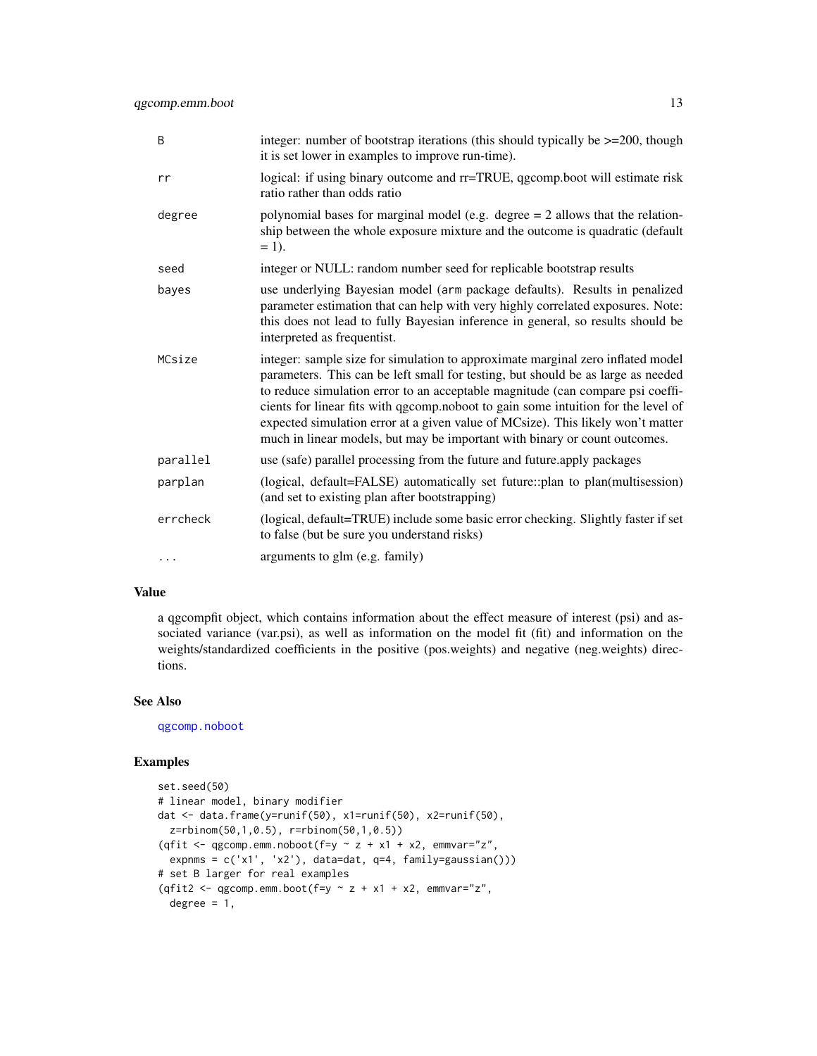| | |
|---|---|
| B | integer: number of bootstrap iterations (this should typically be >=200, though it is set lower in examples to improve run-time). |
| rr | logical: if using binary outcome and rr=TRUE, qgcomp.boot will estimate risk ratio rather than odds ratio |
| degree | polynomial bases for marginal model (e.g. degree = 2 allows that the relationship between the whole exposure mixture and the outcome is quadratic (default = 1). |
| seed | integer or NULL: random number seed for replicable bootstrap results |
| bayes | use underlying Bayesian model (arm package defaults). Results in penalized parameter estimation that can help with very highly correlated exposures. Note: this does not lead to fully Bayesian inference in general, so results should be interpreted as frequentist. |
| MCsize | integer: sample size for simulation to approximate marginal zero inflated model parameters. This can be left small for testing, but should be as large as needed to reduce simulation error to an acceptable magnitude (can compare psi coefficients for linear fits with qgcomp.noboot to gain some intuition for the level of expected simulation error at a given value of MCsize). This likely won't matter much in linear models, but may be important with binary or count outcomes. |
| parallel | use (safe) parallel processing from the future and future.apply packages |
| parplan | (logical, default=FALSE) automatically set future::plan to plan(multisession) (and set to existing plan after bootstrapping) |
| errcheck | (logical, default=TRUE) include some basic error checking. Slightly faster if set to false (but be sure you understand risks) |
| ... | arguments to glm (e.g. family) |

## Value

a qgcompfit object, which contains information about the effect measure of interest (psi) and associated variance (var.psi), as well as information on the model fit (fit) and information on the weights/standardized coefficients in the positive (pos.weights) and negative (neg.weights) directions.

## See Also

qgcomp.noboot

## Examples

```
set.seed(50)
# linear model, binary modifier
dat <- data.frame(y=runif(50), x1=runif(50), x2=runif(50),
  z=rbinom(50,1,0.5), r=rbinom(50,1,0.5))
(qfit <- qgcomp.emm.noboot(f=y ~ z + x1 + x2, emmvar="z",
  expnms = c('x1', 'x2'), data=dat, q=4, family=gaussian()))
# set B larger for real examples
(qfit2 <- qgcomp.emm.boot(f=y ~ z + x1 + x2, emmvar="z",
  degree = 1,
```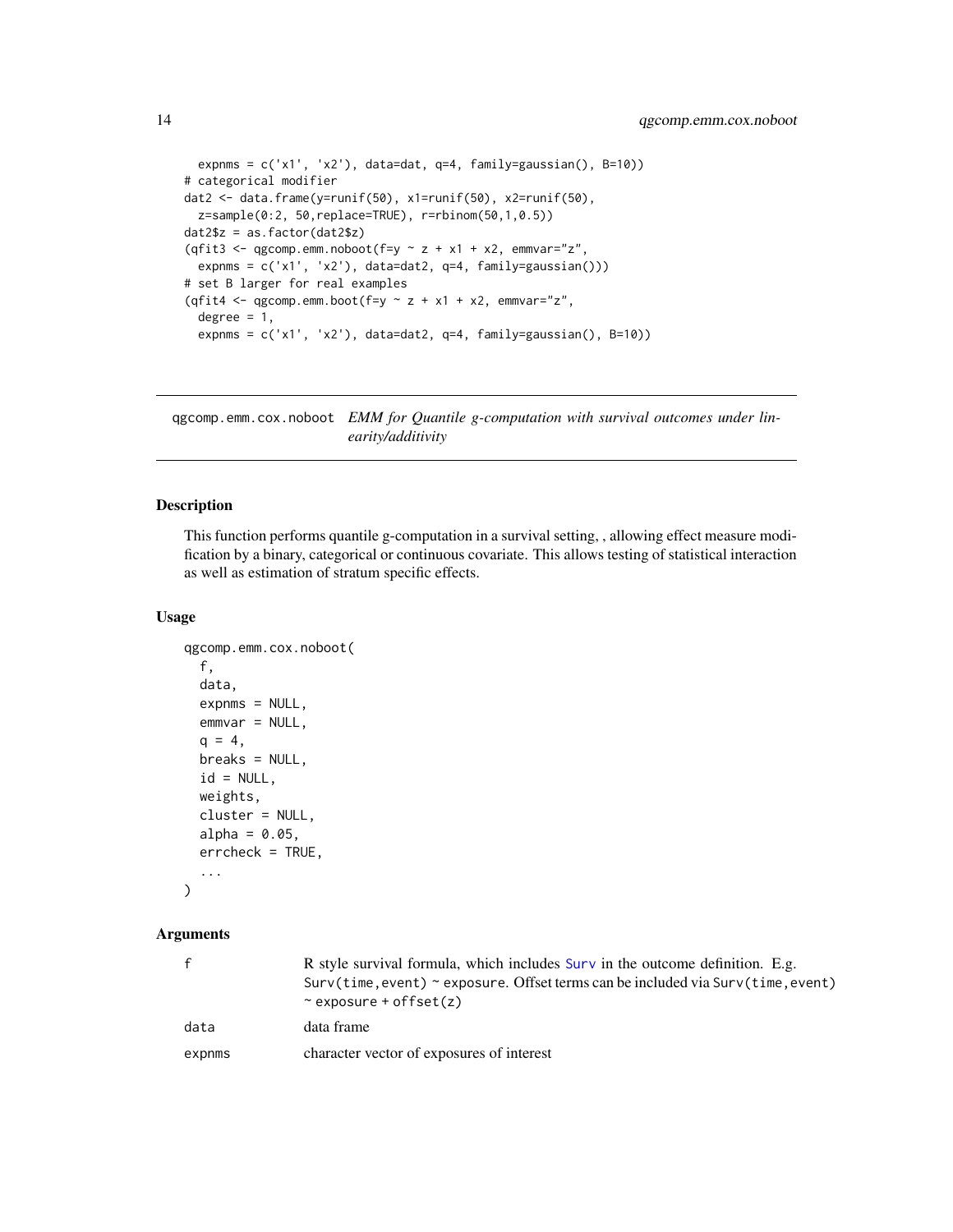```
  expnms = c('x1', 'x2'), data=dat, q=4, family=gaussian(), B=10))
# categorical modifier
dat2 <- data.frame(y=runif(50), x1=runif(50), x2=runif(50),
  z=sample(0:2, 50,replace=TRUE), r=rbinom(50,1,0.5))
dat2$z = as.factor(dat2$z)
(qfit3 <- qgcomp.emm.noboot(f=y ~ z + x1 + x2, emmvar="z",
  expnms = c('x1', 'x2'), data=dat2, q=4, family=gaussian()))
# set B larger for real examples
(qfit4 <- qgcomp.emm.boot(f=y ~ z + x1 + x2, emmvar="z",
  degree = 1,
  expnms = c('x1', 'x2'), data=dat2, q=4, family=gaussian(), B=10))
```

---

## qgcomp.emm.cox.noboot *EMM for Quantile g-computation with survival outcomes under linearity/additivity*

---

### Description

This function performs quantile g-computation in a survival setting, , allowing effect measure modification by a binary, categorical or continuous covariate. This allows testing of statistical interaction as well as estimation of stratum specific effects.

### Usage

```
qgcomp.emm.cox.noboot(
  f,
  data,
  expnms = NULL,
  emmvar = NULL,
  q = 4,
  breaks = NULL,
  id = NULL,
  weights,
  cluster = NULL,
  alpha = 0.05,
  errcheck = TRUE,
  ...
)
```

### Arguments

| | |
|---|---|
| f | R style survival formula, which includes Surv in the outcome definition. E.g. `Surv(time,event) ~ exposure`. Offset terms can be included via `Surv(time,event) ~ exposure + offset(z)` |
| data | data frame |
| expnms | character vector of exposures of interest |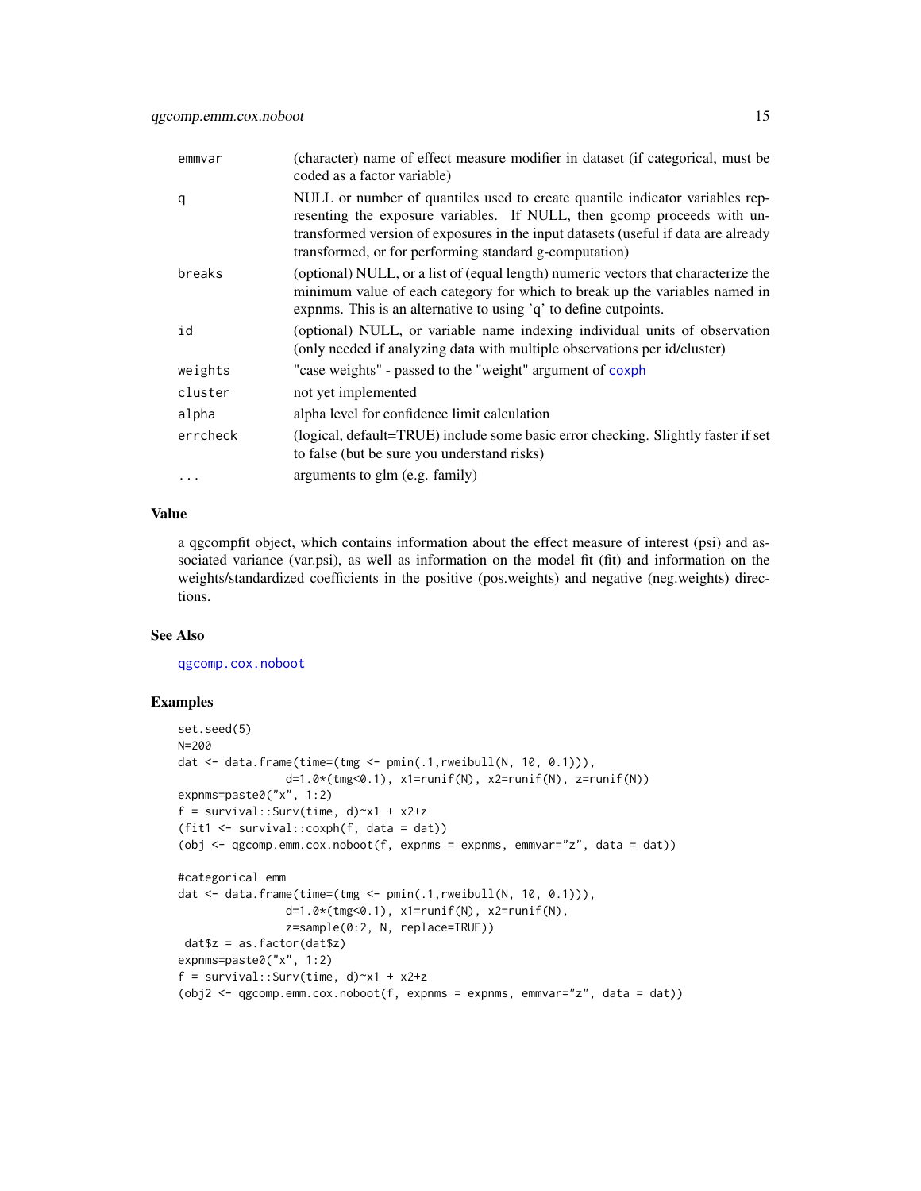| | |
|---|---|
| emmvar | (character) name of effect measure modifier in dataset (if categorical, must be coded as a factor variable) |
| q | NULL or number of quantiles used to create quantile indicator variables representing the exposure variables. If NULL, then gcomp proceeds with untransformed version of exposures in the input datasets (useful if data are already transformed, or for performing standard g-computation) |
| breaks | (optional) NULL, or a list of (equal length) numeric vectors that characterize the minimum value of each category for which to break up the variables named in expnms. This is an alternative to using 'q' to define cutpoints. |
| id | (optional) NULL, or variable name indexing individual units of observation (only needed if analyzing data with multiple observations per id/cluster) |
| weights | "case weights" - passed to the "weight" argument of coxph |
| cluster | not yet implemented |
| alpha | alpha level for confidence limit calculation |
| errcheck | (logical, default=TRUE) include some basic error checking. Slightly faster if set to false (but be sure you understand risks) |
| ... | arguments to glm (e.g. family) |

## Value

a qgcompfit object, which contains information about the effect measure of interest (psi) and associated variance (var.psi), as well as information on the model fit (fit) and information on the weights/standardized coefficients in the positive (pos.weights) and negative (neg.weights) directions.

## See Also

qgcomp.cox.noboot

## Examples

```
set.seed(5)
N=200
dat <- data.frame(time=(tmg <- pmin(.1,rweibull(N, 10, 0.1))),
                d=1.0*(tmg<0.1), x1=runif(N), x2=runif(N), z=runif(N))
expnms=paste0("x", 1:2)
f = survival::Surv(time, d)~x1 + x2+z
(fit1 <- survival::coxph(f, data = dat))
(obj <- qgcomp.emm.cox.noboot(f, expnms = expnms, emmvar="z", data = dat))

#categorical emm
dat <- data.frame(time=(tmg <- pmin(.1,rweibull(N, 10, 0.1))),
                d=1.0*(tmg<0.1), x1=runif(N), x2=runif(N),
                z=sample(0:2, N, replace=TRUE))
 dat$z = as.factor(dat$z)
expnms=paste0("x", 1:2)
f = survival::Surv(time, d)~x1 + x2+z
(obj2 <- qgcomp.emm.cox.noboot(f, expnms = expnms, emmvar="z", data = dat))
```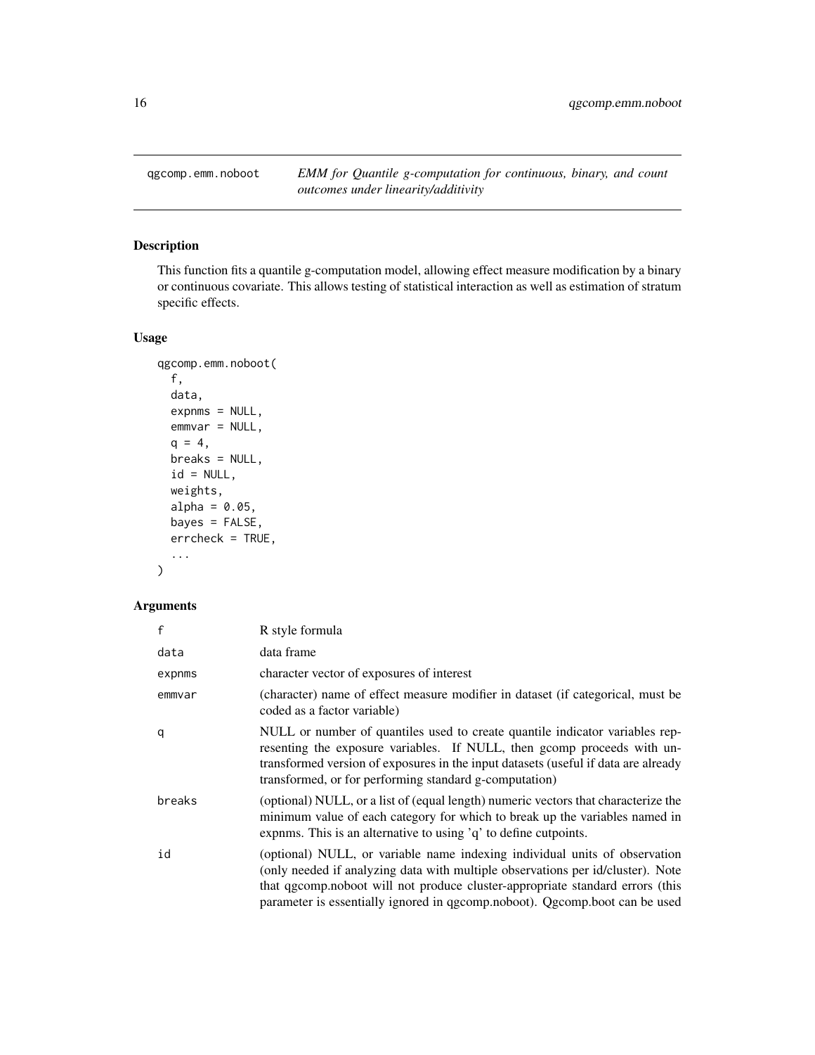## qgcomp.emm.noboot

*EMM for Quantile g-computation for continuous, binary, and count outcomes under linearity/additivity*

### Description

This function fits a quantile g-computation model, allowing effect measure modification by a binary or continuous covariate. This allows testing of statistical interaction as well as estimation of stratum specific effects.

### Usage

```
qgcomp.emm.noboot(
  f,
  data,
  expnms = NULL,
  emmvar = NULL,
  q = 4,
  breaks = NULL,
  id = NULL,
  weights,
  alpha = 0.05,
  bayes = FALSE,
  errcheck = TRUE,
  ...
)
```

### Arguments

| | |
|---|---|
| f | R style formula |
| data | data frame |
| expnms | character vector of exposures of interest |
| emmvar | (character) name of effect measure modifier in dataset (if categorical, must be coded as a factor variable) |
| q | NULL or number of quantiles used to create quantile indicator variables representing the exposure variables. If NULL, then gcomp proceeds with untransformed version of exposures in the input datasets (useful if data are already transformed, or for performing standard g-computation) |
| breaks | (optional) NULL, or a list of (equal length) numeric vectors that characterize the minimum value of each category for which to break up the variables named in expnms. This is an alternative to using 'q' to define cutpoints. |
| id | (optional) NULL, or variable name indexing individual units of observation (only needed if analyzing data with multiple observations per id/cluster). Note that qgcomp.noboot will not produce cluster-appropriate standard errors (this parameter is essentially ignored in qgcomp.noboot). Qgcomp.boot can be used |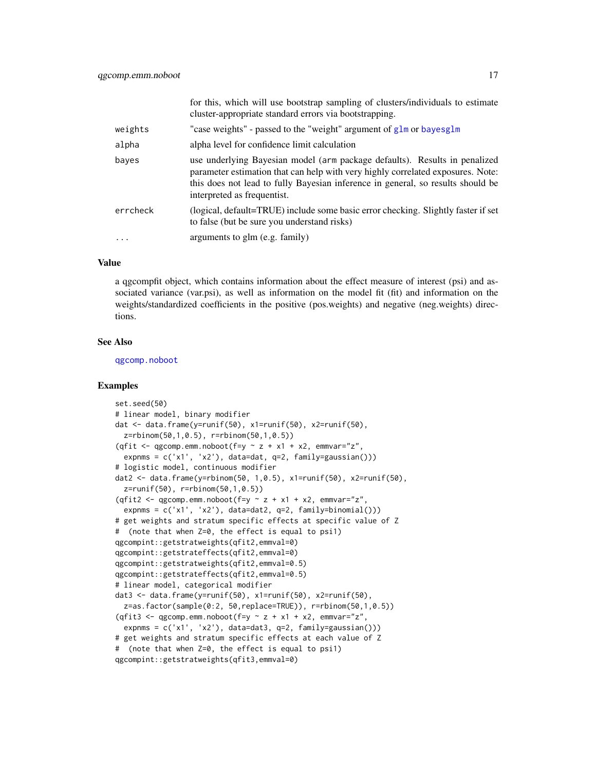| | |
|---|---|
| | for this, which will use bootstrap sampling of clusters/individuals to estimate cluster-appropriate standard errors via bootstrapping. |
| `weights` | "case weights" - passed to the "weight" argument of `glm` or `bayesglm` |
| `alpha` | alpha level for confidence limit calculation |
| `bayes` | use underlying Bayesian model (`arm` package defaults). Results in penalized parameter estimation that can help with very highly correlated exposures. Note: this does not lead to fully Bayesian inference in general, so results should be interpreted as frequentist. |
| `errcheck` | (logical, default=TRUE) include some basic error checking. Slightly faster if set to false (but be sure you understand risks) |
| `...` | arguments to glm (e.g. family) |

## Value

a qgcompfit object, which contains information about the effect measure of interest (psi) and associated variance (var.psi), as well as information on the model fit (fit) and information on the weights/standardized coefficients in the positive (pos.weights) and negative (neg.weights) directions.

## See Also

`qgcomp.noboot`

## Examples

```
set.seed(50)
# linear model, binary modifier
dat <- data.frame(y=runif(50), x1=runif(50), x2=runif(50),
  z=rbinom(50,1,0.5), r=rbinom(50,1,0.5))
(qfit <- qgcomp.emm.noboot(f=y ~ z + x1 + x2, emmvar="z",
  expnms = c('x1', 'x2'), data=dat, q=2, family=gaussian()))
# logistic model, continuous modifier
dat2 <- data.frame(y=rbinom(50, 1,0.5), x1=runif(50), x2=runif(50),
  z=runif(50), r=rbinom(50,1,0.5))
(qfit2 <- qgcomp.emm.noboot(f=y ~ z + x1 + x2, emmvar="z",
  expnms = c('x1', 'x2'), data=dat2, q=2, family=binomial()))
# get weights and stratum specific effects at specific value of Z
#  (note that when Z=0, the effect is equal to psi1)
qgcompint::getstratweights(qfit2,emmval=0)
qgcompint::getstrateffects(qfit2,emmval=0)
qgcompint::getstratweights(qfit2,emmval=0.5)
qgcompint::getstrateffects(qfit2,emmval=0.5)
# linear model, categorical modifier
dat3 <- data.frame(y=runif(50), x1=runif(50), x2=runif(50),
  z=as.factor(sample(0:2, 50,replace=TRUE)), r=rbinom(50,1,0.5))
(qfit3 <- qgcomp.emm.noboot(f=y ~ z + x1 + x2, emmvar="z",
  expnms = c('x1', 'x2'), data=dat3, q=2, family=gaussian()))
# get weights and stratum specific effects at each value of Z
#  (note that when Z=0, the effect is equal to psi1)
qgcompint::getstratweights(qfit3,emmval=0)
```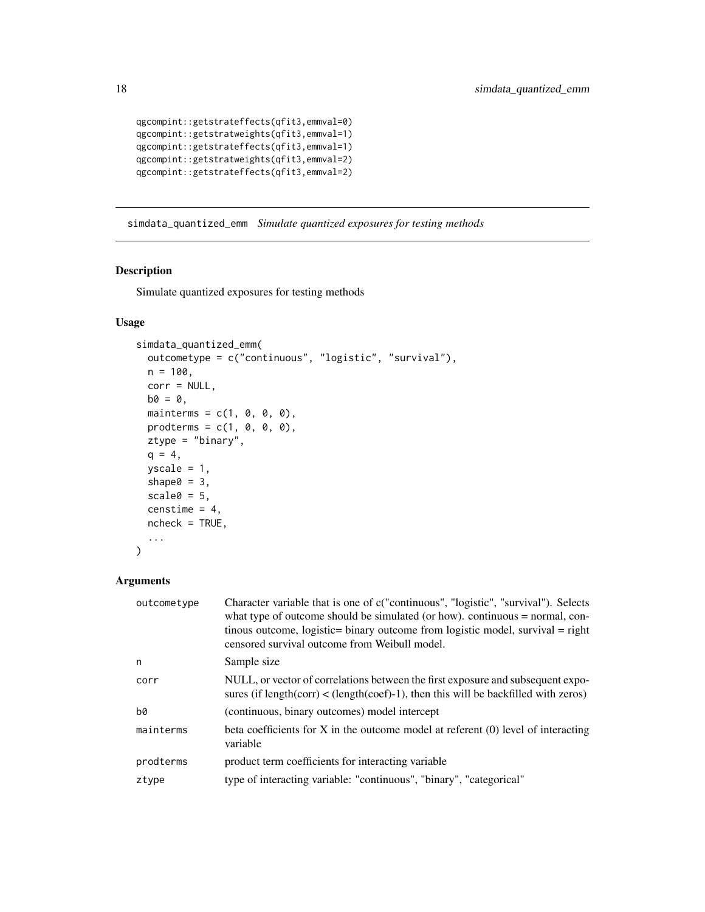```
qgcompint::getstrateffects(qfit3,emmval=0)
qgcompint::getstratweights(qfit3,emmval=1)
qgcompint::getstrateffects(qfit3,emmval=1)
qgcompint::getstratweights(qfit3,emmval=2)
qgcompint::getstrateffects(qfit3,emmval=2)
```

## simdata_quantized_emm *Simulate quantized exposures for testing methods*

### Description

Simulate quantized exposures for testing methods

### Usage

```
simdata_quantized_emm(
  outcometype = c("continuous", "logistic", "survival"),
  n = 100,
  corr = NULL,
  b0 = 0,
  mainterms = c(1, 0, 0, 0),
  prodterms = c(1, 0, 0, 0),
  ztype = "binary",
  q = 4,
  yscale = 1,
  shape0 = 3,
  scale0 = 5,
  censtime = 4,
  ncheck = TRUE,
  ...
)
```

### Arguments

| | |
|---|---|
| outcometype | Character variable that is one of c("continuous", "logistic", "survival"). Selects what type of outcome should be simulated (or how). continuous = normal, continous outcome, logistic= binary outcome from logistic model, survival = right censored survival outcome from Weibull model. |
| n | Sample size |
| corr | NULL, or vector of correlations between the first exposure and subsequent exposures (if length(corr) < (length(coef)-1), then this will be backfilled with zeros) |
| b0 | (continuous, binary outcomes) model intercept |
| mainterms | beta coefficients for X in the outcome model at referent (0) level of interacting variable |
| prodterms | product term coefficients for interacting variable |
| ztype | type of interacting variable: "continuous", "binary", "categorical" |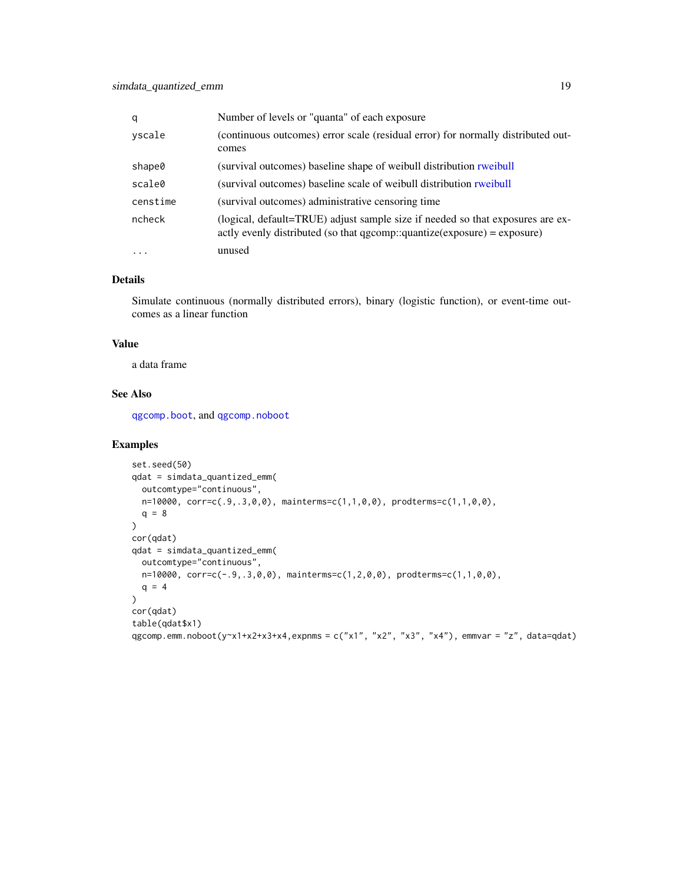| | |
|---|---|
| q | Number of levels or "quanta" of each exposure |
| yscale | (continuous outcomes) error scale (residual error) for normally distributed outcomes |
| shape0 | (survival outcomes) baseline shape of weibull distribution rweibull |
| scale0 | (survival outcomes) baseline scale of weibull distribution rweibull |
| censtime | (survival outcomes) administrative censoring time |
| ncheck | (logical, default=TRUE) adjust sample size if needed so that exposures are exactly evenly distributed (so that qgcomp::quantize(exposure) = exposure) |
| ... | unused |

## Details

Simulate continuous (normally distributed errors), binary (logistic function), or event-time outcomes as a linear function

## Value

a data frame

## See Also

`qgcomp.boot`, and `qgcomp.noboot`

## Examples

```
set.seed(50)
qdat = simdata_quantized_emm(
  outcomtype="continuous",
  n=10000, corr=c(.9,.3,0,0), mainterms=c(1,1,0,0), prodterms=c(1,1,0,0),
  q = 8
)
cor(qdat)
qdat = simdata_quantized_emm(
  outcomtype="continuous",
  n=10000, corr=c(-.9,.3,0,0), mainterms=c(1,2,0,0), prodterms=c(1,1,0,0),
  q = 4
)
cor(qdat)
table(qdat$x1)
qgcomp.emm.noboot(y~x1+x2+x3+x4,expnms = c("x1", "x2", "x3", "x4"), emmvar = "z", data=qdat)
```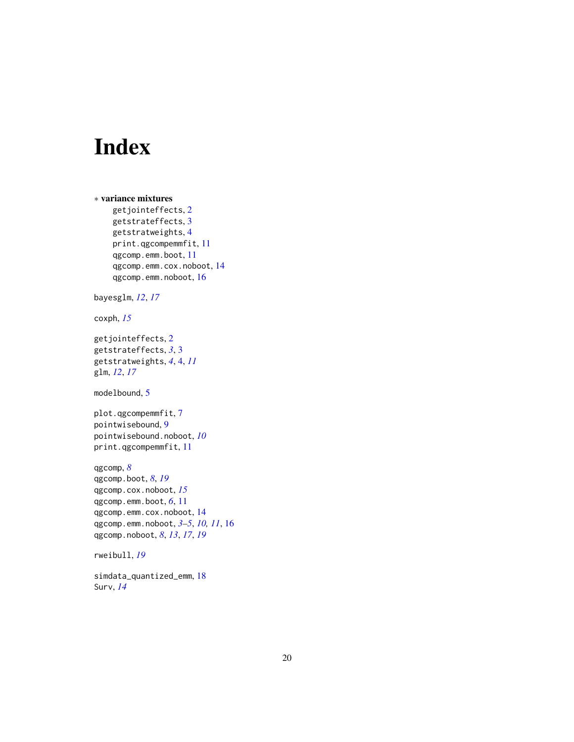# Index

∗ **variance mixtures**

getjointeffects, 2
getstrateffects, 3
getstratweights, 4
print.qgcompemmfit, 11
qgcomp.emm.boot, 11
qgcomp.emm.cox.noboot, 14
qgcomp.emm.noboot, 16

bayesglm, *12*, *17*

coxph, *15*

getjointeffects, 2
getstrateffects, *3*, 3
getstratweights, *4*, 4, *11*
glm, *12*, *17*

modelbound, 5

plot.qgcompemmfit, 7
pointwisebound, 9
pointwisebound.noboot, *10*
print.qgcompemmfit, 11

qgcomp, *8*
qgcomp.boot, *8*, *19*
qgcomp.cox.noboot, *15*
qgcomp.emm.boot, *6*, 11
qgcomp.emm.cox.noboot, 14
qgcomp.emm.noboot, *3–5*, *10*, *11*, 16
qgcomp.noboot, *8*, *13*, *17*, *19*

rweibull, *19*

simdata_quantized_emm, 18
Surv, *14*